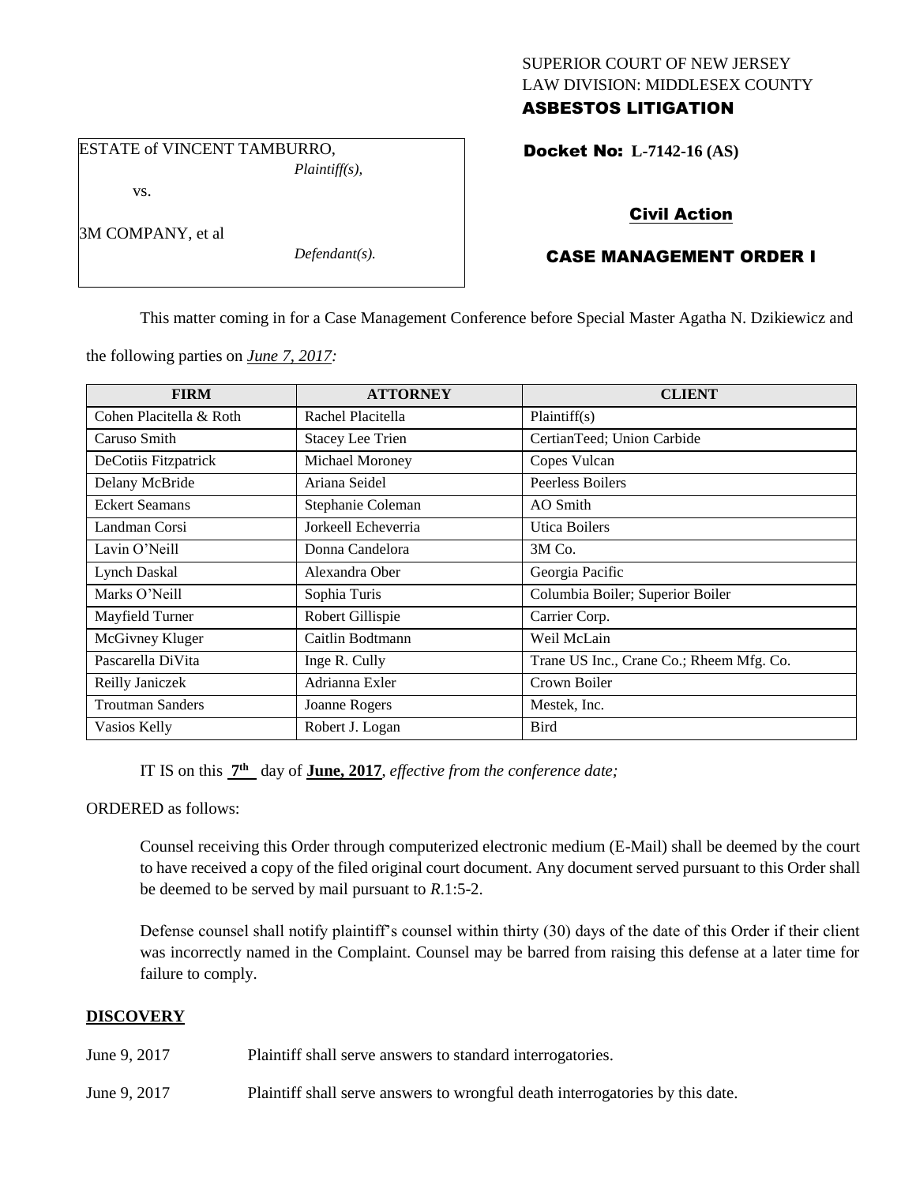SUPERIOR COURT OF NEW JERSEY
LAW DIVISION: MIDDLESEX COUNTY
**ASBESTOS LITIGATION**

ESTATE of VINCENT TAMBURRO,
*Plaintiff(s),*

vs.

3M COMPANY, et al
*Defendant(s).*

**Docket No: L-7142-16 (AS)**

## Civil Action

## CASE MANAGEMENT ORDER I

This matter coming in for a Case Management Conference before Special Master Agatha N. Dzikiewicz and the following parties on ***June 7, 2017:***

| FIRM | ATTORNEY | CLIENT |
|---|---|---|
| Cohen Placitella & Roth | Rachel Placitella | Plaintiff(s) |
| Caruso Smith | Stacey Lee Trien | CertianTeed; Union Carbide |
| DeCotiis Fitzpatrick | Michael Moroney | Copes Vulcan |
| Delany McBride | Ariana Seidel | Peerless Boilers |
| Eckert Seamans | Stephanie Coleman | AO Smith |
| Landman Corsi | Jorkeell Echeverria | Utica Boilers |
| Lavin O'Neill | Donna Candelora | 3M Co. |
| Lynch Daskal | Alexandra Ober | Georgia Pacific |
| Marks O'Neill | Sophia Turis | Columbia Boiler; Superior Boiler |
| Mayfield Turner | Robert Gillispie | Carrier Corp. |
| McGivney Kluger | Caitlin Bodtmann | Weil McLain |
| Pascarella DiVita | Inge R. Cully | Trane US Inc., Crane Co.; Rheem Mfg. Co. |
| Reilly Janiczek | Adrianna Exler | Crown Boiler |
| Troutman Sanders | Joanne Rogers | Mestek, Inc. |
| Vasios Kelly | Robert J. Logan | Bird |

IT IS on this **7th** day of **June, 2017**, *effective from the conference date;*

ORDERED as follows:

Counsel receiving this Order through computerized electronic medium (E-Mail) shall be deemed by the court to have received a copy of the filed original court document. Any document served pursuant to this Order shall be deemed to be served by mail pursuant to *R*.1:5-2.

Defense counsel shall notify plaintiff's counsel within thirty (30) days of the date of this Order if their client was incorrectly named in the Complaint. Counsel may be barred from raising this defense at a later time for failure to comply.

**DISCOVERY**

June 9, 2017 Plaintiff shall serve answers to standard interrogatories.

June 9, 2017 Plaintiff shall serve answers to wrongful death interrogatories by this date.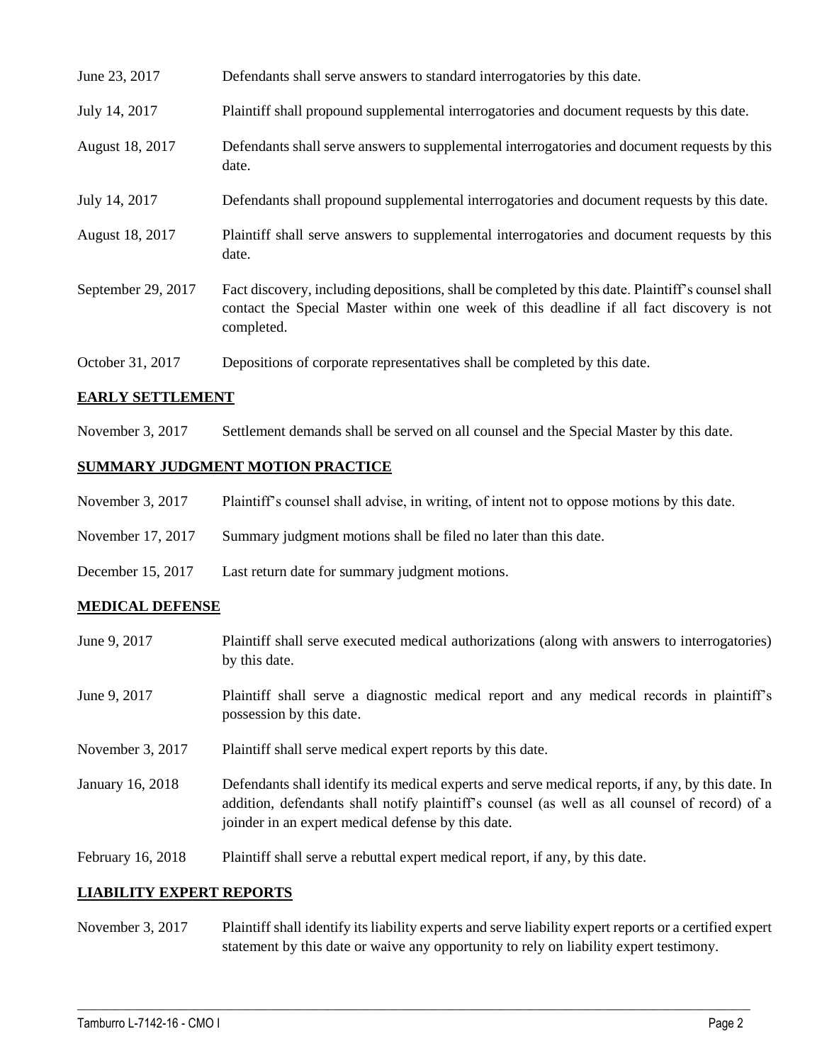| | |
|---|---|
| June 23, 2017 | Defendants shall serve answers to standard interrogatories by this date. |
| July 14, 2017 | Plaintiff shall propound supplemental interrogatories and document requests by this date. |
| August 18, 2017 | Defendants shall serve answers to supplemental interrogatories and document requests by this date. |
| July 14, 2017 | Defendants shall propound supplemental interrogatories and document requests by this date. |
| August 18, 2017 | Plaintiff shall serve answers to supplemental interrogatories and document requests by this date. |
| September 29, 2017 | Fact discovery, including depositions, shall be completed by this date. Plaintiff's counsel shall contact the Special Master within one week of this deadline if all fact discovery is not completed. |
| October 31, 2017 | Depositions of corporate representatives shall be completed by this date. |

**EARLY SETTLEMENT**

| | |
|---|---|
| November 3, 2017 | Settlement demands shall be served on all counsel and the Special Master by this date. |

**SUMMARY JUDGMENT MOTION PRACTICE**

| | |
|---|---|
| November 3, 2017 | Plaintiff's counsel shall advise, in writing, of intent not to oppose motions by this date. |
| November 17, 2017 | Summary judgment motions shall be filed no later than this date. |
| December 15, 2017 | Last return date for summary judgment motions. |

**MEDICAL DEFENSE**

| | |
|---|---|
| June 9, 2017 | Plaintiff shall serve executed medical authorizations (along with answers to interrogatories) by this date. |
| June 9, 2017 | Plaintiff shall serve a diagnostic medical report and any medical records in plaintiff's possession by this date. |
| November 3, 2017 | Plaintiff shall serve medical expert reports by this date. |
| January 16, 2018 | Defendants shall identify its medical experts and serve medical reports, if any, by this date. In addition, defendants shall notify plaintiff's counsel (as well as all counsel of record) of a joinder in an expert medical defense by this date. |
| February 16, 2018 | Plaintiff shall serve a rebuttal expert medical report, if any, by this date. |

**LIABILITY EXPERT REPORTS**

| | |
|---|---|
| November 3, 2017 | Plaintiff shall identify its liability experts and serve liability expert reports or a certified expert statement by this date or waive any opportunity to rely on liability expert testimony. |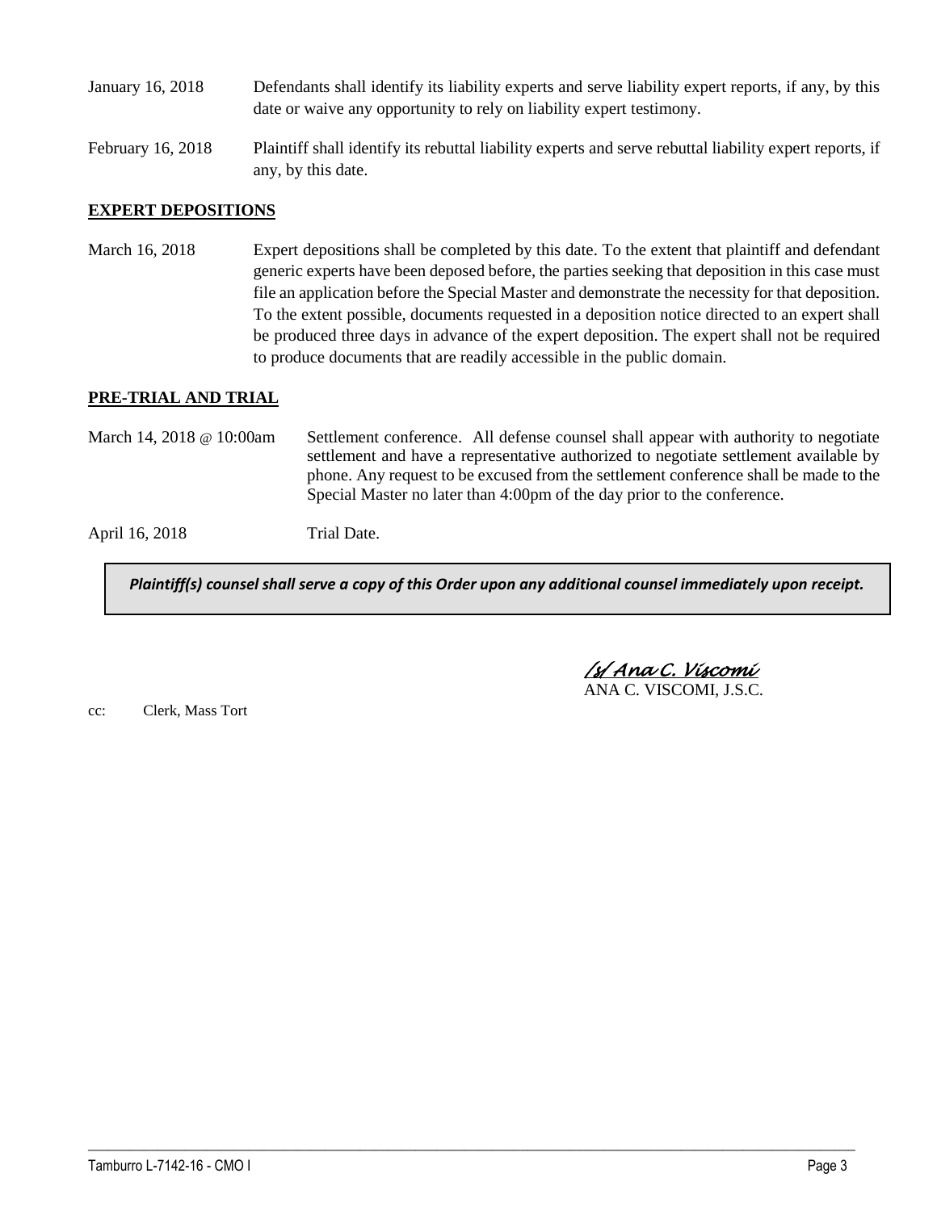| | |
|---|---|
| January 16, 2018 | Defendants shall identify its liability experts and serve liability expert reports, if any, by this date or waive any opportunity to rely on liability expert testimony. |
| February 16, 2018 | Plaintiff shall identify its rebuttal liability experts and serve rebuttal liability expert reports, if any, by this date. |

**EXPERT DEPOSITIONS**

| | |
|---|---|
| March 16, 2018 | Expert depositions shall be completed by this date. To the extent that plaintiff and defendant generic experts have been deposed before, the parties seeking that deposition in this case must file an application before the Special Master and demonstrate the necessity for that deposition. To the extent possible, documents requested in a deposition notice directed to an expert shall be produced three days in advance of the expert deposition. The expert shall not be required to produce documents that are readily accessible in the public domain. |

**PRE-TRIAL AND TRIAL**

| | |
|---|---|
| March 14, 2018 @ 10:00am | Settlement conference. All defense counsel shall appear with authority to negotiate settlement and have a representative authorized to negotiate settlement available by phone. Any request to be excused from the settlement conference shall be made to the Special Master no later than 4:00pm of the day prior to the conference. |
| April 16, 2018 | Trial Date. |

***Plaintiff(s) counsel shall serve a copy of this Order upon any additional counsel immediately upon receipt.***

*/s/ Ana C. Viscomi*
ANA C. VISCOMI, J.S.C.

cc: Clerk, Mass Tort